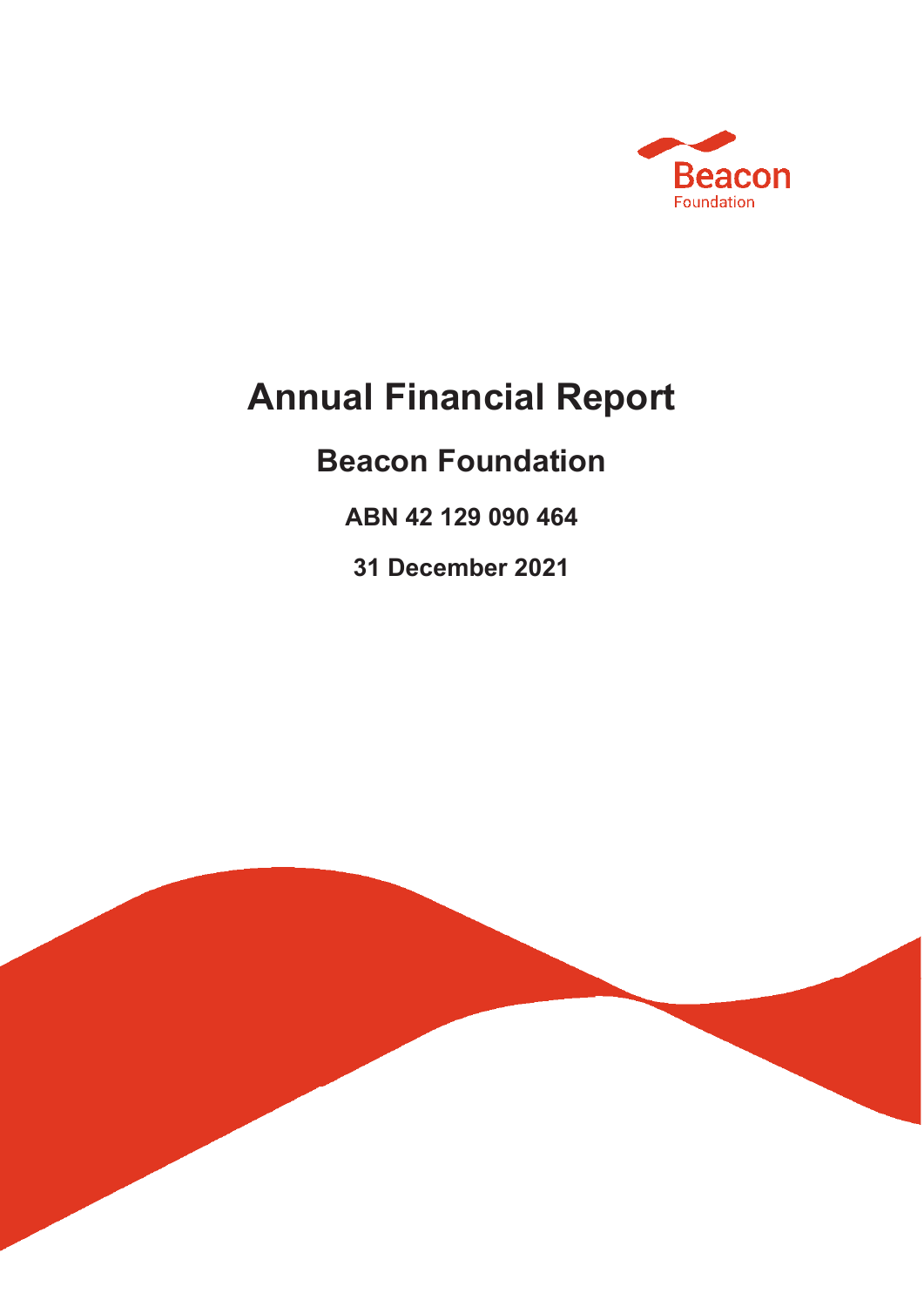Beacon
Foundation

# Annual Financial Report

## Beacon Foundation

### ABN 42 129 090 464

### 31 December 2021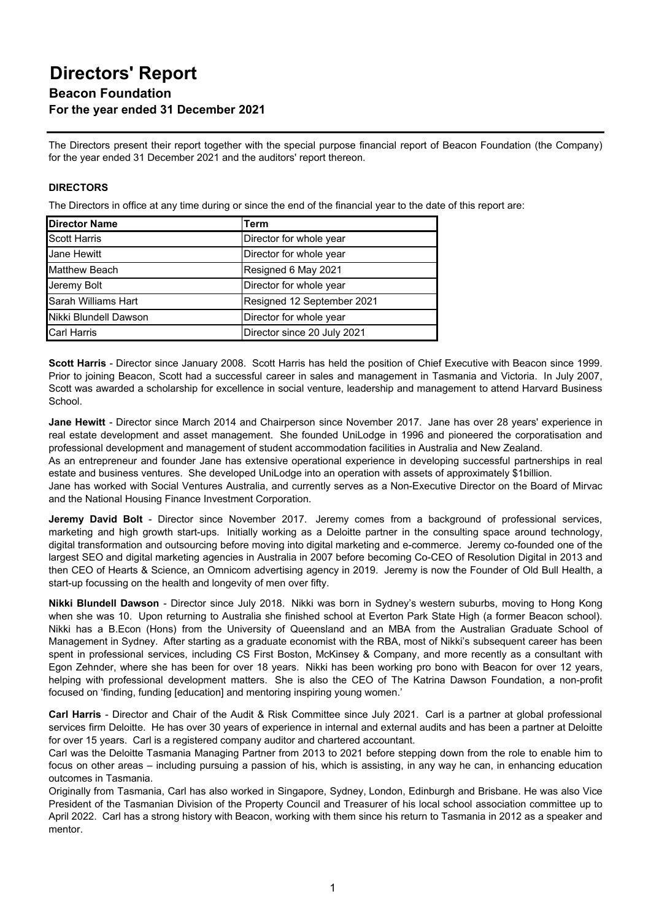# Directors' Report

## Beacon Foundation

### For the year ended 31 December 2021

The Directors present their report together with the special purpose financial report of Beacon Foundation (the Company) for the year ended 31 December 2021 and the auditors' report thereon.

**DIRECTORS**

The Directors in office at any time during or since the end of the financial year to the date of this report are:

| Director Name | Term |
|---|---|
| Scott Harris | Director for whole year |
| Jane Hewitt | Director for whole year |
| Matthew Beach | Resigned 6 May 2021 |
| Jeremy Bolt | Director for whole year |
| Sarah Williams Hart | Resigned 12 September 2021 |
| Nikki Blundell Dawson | Director for whole year |
| Carl Harris | Director since 20 July 2021 |

**Scott Harris** - Director since January 2008. Scott Harris has held the position of Chief Executive with Beacon since 1999. Prior to joining Beacon, Scott had a successful career in sales and management in Tasmania and Victoria. In July 2007, Scott was awarded a scholarship for excellence in social venture, leadership and management to attend Harvard Business School.

**Jane Hewitt** - Director since March 2014 and Chairperson since November 2017. Jane has over 28 years' experience in real estate development and asset management. She founded UniLodge in 1996 and pioneered the corporatisation and professional development and management of student accommodation facilities in Australia and New Zealand.

As an entrepreneur and founder Jane has extensive operational experience in developing successful partnerships in real estate and business ventures. She developed UniLodge into an operation with assets of approximately $1billion.

Jane has worked with Social Ventures Australia, and currently serves as a Non-Executive Director on the Board of Mirvac and the National Housing Finance Investment Corporation.

**Jeremy David Bolt** - Director since November 2017. Jeremy comes from a background of professional services, marketing and high growth start-ups. Initially working as a Deloitte partner in the consulting space around technology, digital transformation and outsourcing before moving into digital marketing and e-commerce. Jeremy co-founded one of the largest SEO and digital marketing agencies in Australia in 2007 before becoming Co-CEO of Resolution Digital in 2013 and then CEO of Hearts & Science, an Omnicom advertising agency in 2019. Jeremy is now the Founder of Old Bull Health, a start-up focussing on the health and longevity of men over fifty.

**Nikki Blundell Dawson** - Director since July 2018. Nikki was born in Sydney's western suburbs, moving to Hong Kong when she was 10. Upon returning to Australia she finished school at Everton Park State High (a former Beacon school). Nikki has a B.Econ (Hons) from the University of Queensland and an MBA from the Australian Graduate School of Management in Sydney. After starting as a graduate economist with the RBA, most of Nikki's subsequent career has been spent in professional services, including CS First Boston, McKinsey & Company, and more recently as a consultant with Egon Zehnder, where she has been for over 18 years. Nikki has been working pro bono with Beacon for over 12 years, helping with professional development matters. She is also the CEO of The Katrina Dawson Foundation, a non-profit focused on 'finding, funding [education] and mentoring inspiring young women.'

**Carl Harris** - Director and Chair of the Audit & Risk Committee since July 2021. Carl is a partner at global professional services firm Deloitte. He has over 30 years of experience in internal and external audits and has been a partner at Deloitte for over 15 years. Carl is a registered company auditor and chartered accountant.

Carl was the Deloitte Tasmania Managing Partner from 2013 to 2021 before stepping down from the role to enable him to focus on other areas – including pursuing a passion of his, which is assisting, in any way he can, in enhancing education outcomes in Tasmania.

Originally from Tasmania, Carl has also worked in Singapore, Sydney, London, Edinburgh and Brisbane. He was also Vice President of the Tasmanian Division of the Property Council and Treasurer of his local school association committee up to April 2022. Carl has a strong history with Beacon, working with them since his return to Tasmania in 2012 as a speaker and mentor.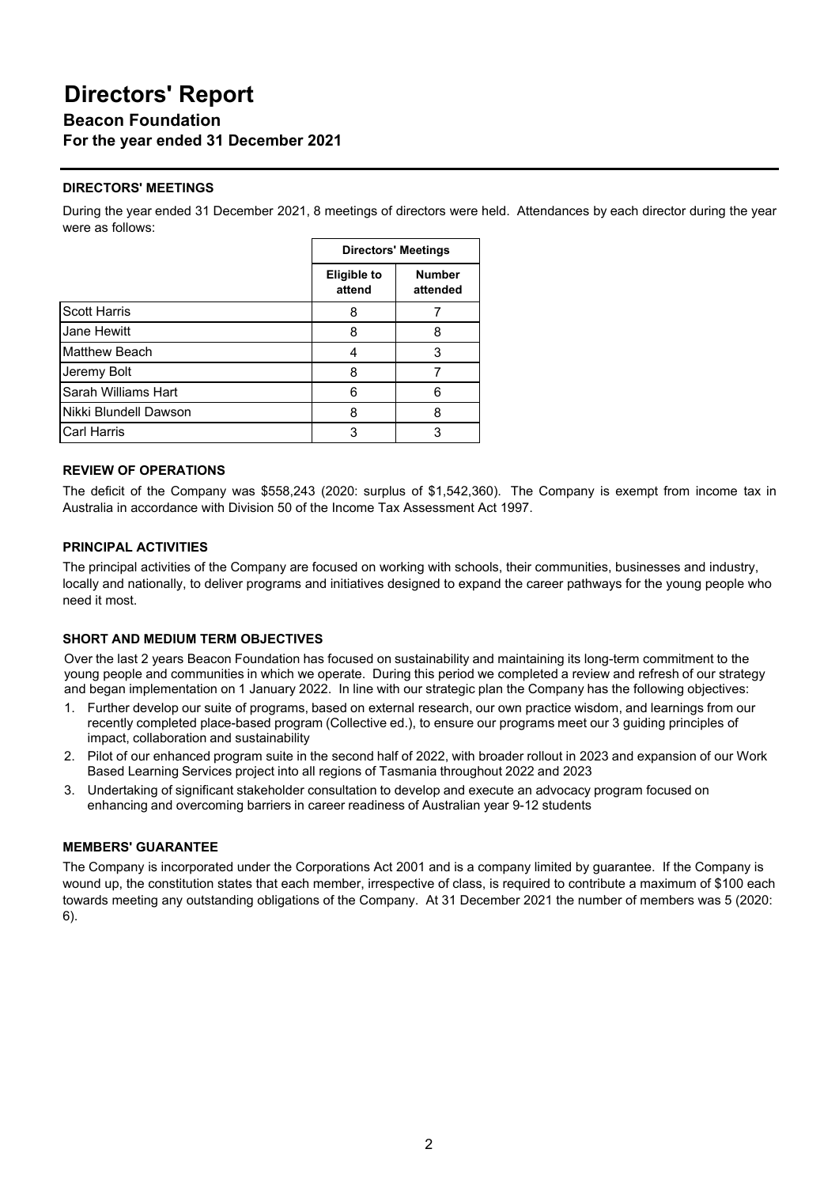# Directors' Report

## Beacon Foundation

### For the year ended 31 December 2021

**DIRECTORS' MEETINGS**

During the year ended 31 December 2021, 8 meetings of directors were held. Attendances by each director during the year were as follows:

| | Directors' Meetings | |
|---|---|---|
| | Eligible to attend | Number attended |
| Scott Harris | 8 | 7 |
| Jane Hewitt | 8 | 8 |
| Matthew Beach | 4 | 3 |
| Jeremy Bolt | 8 | 7 |
| Sarah Williams Hart | 6 | 6 |
| Nikki Blundell Dawson | 8 | 8 |
| Carl Harris | 3 | 3 |

**REVIEW OF OPERATIONS**

The deficit of the Company was $558,243 (2020: surplus of $1,542,360). The Company is exempt from income tax in Australia in accordance with Division 50 of the Income Tax Assessment Act 1997.

**PRINCIPAL ACTIVITIES**

The principal activities of the Company are focused on working with schools, their communities, businesses and industry, locally and nationally, to deliver programs and initiatives designed to expand the career pathways for the young people who need it most.

**SHORT AND MEDIUM TERM OBJECTIVES**

Over the last 2 years Beacon Foundation has focused on sustainability and maintaining its long-term commitment to the young people and communities in which we operate. During this period we completed a review and refresh of our strategy and began implementation on 1 January 2022. In line with our strategic plan the Company has the following objectives:

1. Further develop our suite of programs, based on external research, our own practice wisdom, and learnings from our recently completed place-based program (Collective ed.), to ensure our programs meet our 3 guiding principles of impact, collaboration and sustainability
2. Pilot of our enhanced program suite in the second half of 2022, with broader rollout in 2023 and expansion of our Work Based Learning Services project into all regions of Tasmania throughout 2022 and 2023
3. Undertaking of significant stakeholder consultation to develop and execute an advocacy program focused on enhancing and overcoming barriers in career readiness of Australian year 9-12 students

**MEMBERS' GUARANTEE**

The Company is incorporated under the Corporations Act 2001 and is a company limited by guarantee. If the Company is wound up, the constitution states that each member, irrespective of class, is required to contribute a maximum of $100 each towards meeting any outstanding obligations of the Company. At 31 December 2021 the number of members was 5 (2020: 6).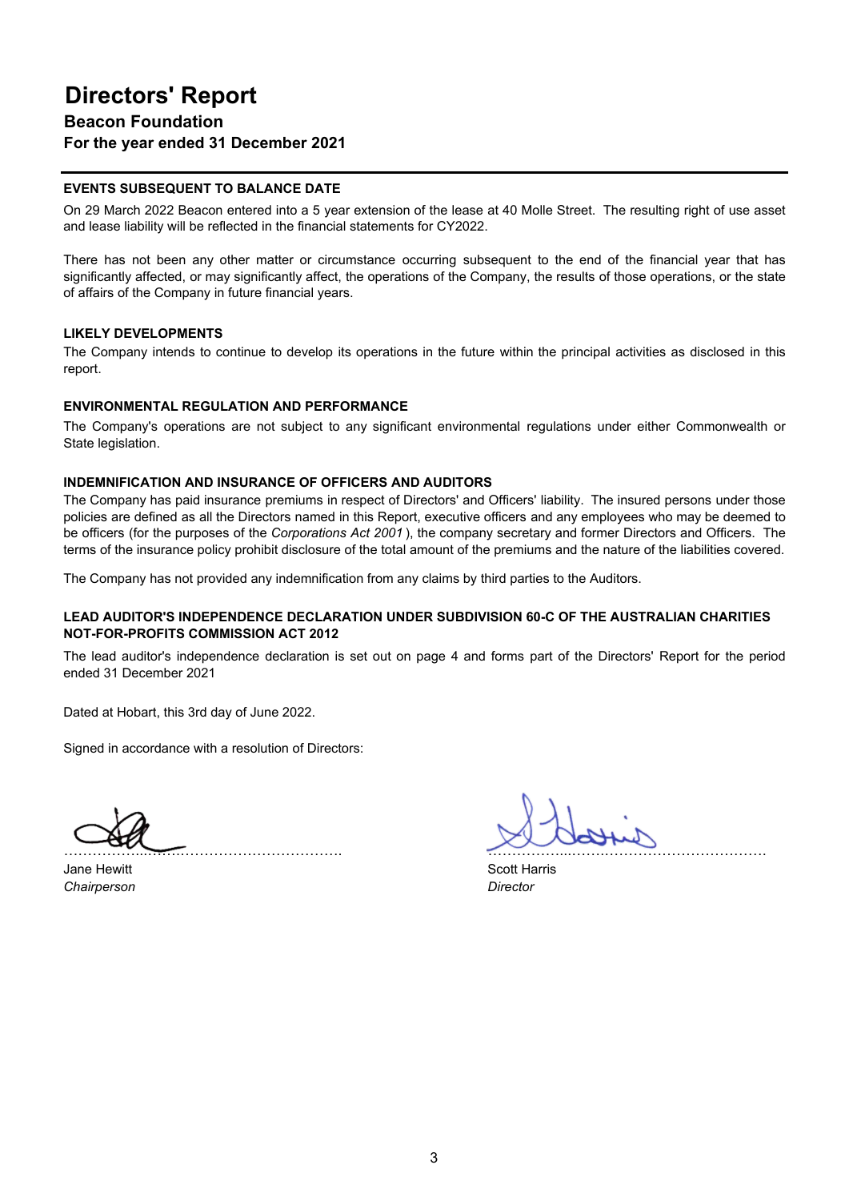# Directors' Report

### Beacon Foundation

### For the year ended 31 December 2021

---

**EVENTS SUBSEQUENT TO BALANCE DATE**

On 29 March 2022 Beacon entered into a 5 year extension of the lease at 40 Molle Street. The resulting right of use asset and lease liability will be reflected in the financial statements for CY2022.

There has not been any other matter or circumstance occurring subsequent to the end of the financial year that has significantly affected, or may significantly affect, the operations of the Company, the results of those operations, or the state of affairs of the Company in future financial years.

**LIKELY DEVELOPMENTS**

The Company intends to continue to develop its operations in the future within the principal activities as disclosed in this report.

**ENVIRONMENTAL REGULATION AND PERFORMANCE**

The Company's operations are not subject to any significant environmental regulations under either Commonwealth or State legislation.

**INDEMNIFICATION AND INSURANCE OF OFFICERS AND AUDITORS**

The Company has paid insurance premiums in respect of Directors' and Officers' liability. The insured persons under those policies are defined as all the Directors named in this Report, executive officers and any employees who may be deemed to be officers (for the purposes of the *Corporations Act 2001* ), the company secretary and former Directors and Officers. The terms of the insurance policy prohibit disclosure of the total amount of the premiums and the nature of the liabilities covered.

The Company has not provided any indemnification from any claims by third parties to the Auditors.

**LEAD AUDITOR'S INDEPENDENCE DECLARATION UNDER SUBDIVISION 60-C OF THE AUSTRALIAN CHARITIES NOT-FOR-PROFITS COMMISSION ACT 2012**

The lead auditor's independence declaration is set out on page 4 and forms part of the Directors' Report for the period ended 31 December 2021

Dated at Hobart, this 3rd day of June 2022.

Signed in accordance with a resolution of Directors:

……………………………………………………. ……………………………………………………

Jane Hewitt
*Chairperson*

Scott Harris
*Director*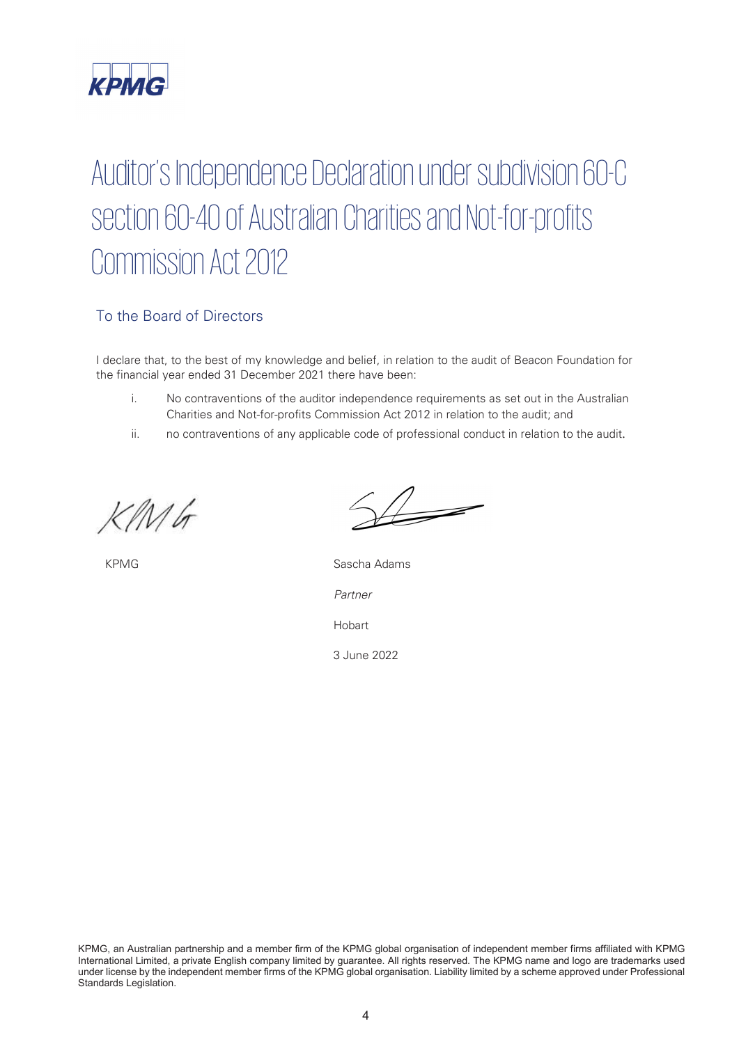# Auditor's Independence Declaration under subdivision 60-C section 60-40 of Australian Charities and Not-for-profits Commission Act 2012

## To the Board of Directors

I declare that, to the best of my knowledge and belief, in relation to the audit of Beacon Foundation for the financial year ended 31 December 2021 there have been:

i. No contraventions of the auditor independence requirements as set out in the Australian Charities and Not-for-profits Commission Act 2012 in relation to the audit; and

ii. no contraventions of any applicable code of professional conduct in relation to the audit.

KPMG

Sascha Adams

*Partner*

Hobart

3 June 2022

KPMG, an Australian partnership and a member firm of the KPMG global organisation of independent member firms affiliated with KPMG International Limited, a private English company limited by guarantee. All rights reserved. The KPMG name and logo are trademarks used under license by the independent member firms of the KPMG global organisation. Liability limited by a scheme approved under Professional Standards Legislation.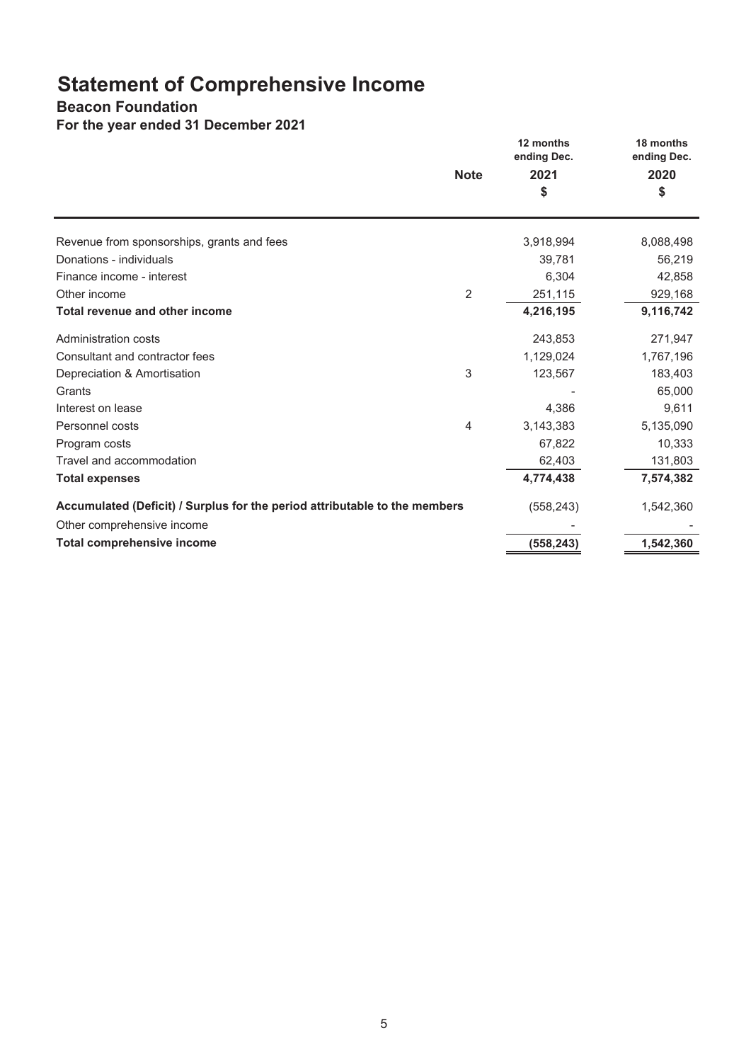# Statement of Comprehensive Income

## Beacon Foundation

### For the year ended 31 December 2021

| | Note | 12 months ending Dec. 2021 $ | 18 months ending Dec. 2020 $ |
|---|---|---|---|
| Revenue from sponsorships, grants and fees | | 3,918,994 | 8,088,498 |
| Donations - individuals | | 39,781 | 56,219 |
| Finance income - interest | | 6,304 | 42,858 |
| Other income | 2 | 251,115 | 929,168 |
| **Total revenue and other income** | | **4,216,195** | **9,116,742** |
| Administration costs | | 243,853 | 271,947 |
| Consultant and contractor fees | | 1,129,024 | 1,767,196 |
| Depreciation & Amortisation | 3 | 123,567 | 183,403 |
| Grants | | - | 65,000 |
| Interest on lease | | 4,386 | 9,611 |
| Personnel costs | 4 | 3,143,383 | 5,135,090 |
| Program costs | | 67,822 | 10,333 |
| Travel and accommodation | | 62,403 | 131,803 |
| **Total expenses** | | **4,774,438** | **7,574,382** |
| **Accumulated (Deficit) / Surplus for the period attributable to the members** | | (558,243) | 1,542,360 |
| Other comprehensive income | | - | - |
| **Total comprehensive income** | | **(558,243)** | **1,542,360** |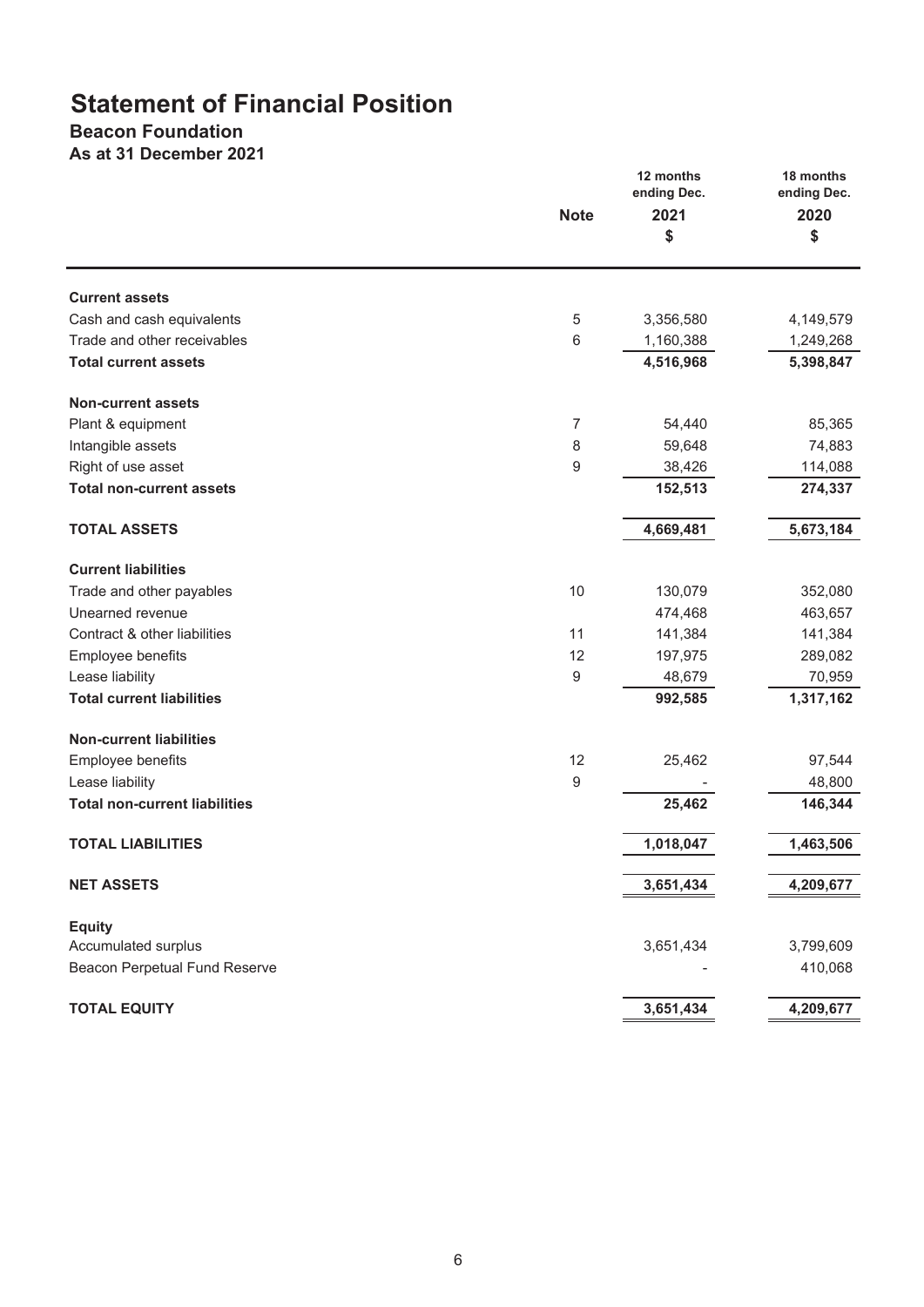# Statement of Financial Position

## Beacon Foundation

### As at 31 December 2021

| | Note | 12 months ending Dec. 2021 $ | 18 months ending Dec. 2020 $ |
|---|---|---|---|
| **Current assets** | | | |
| Cash and cash equivalents | 5 | 3,356,580 | 4,149,579 |
| Trade and other receivables | 6 | 1,160,388 | 1,249,268 |
| **Total current assets** | | **4,516,968** | **5,398,847** |
| **Non-current assets** | | | |
| Plant & equipment | 7 | 54,440 | 85,365 |
| Intangible assets | 8 | 59,648 | 74,883 |
| Right of use asset | 9 | 38,426 | 114,088 |
| **Total non-current assets** | | **152,513** | **274,337** |
| **TOTAL ASSETS** | | **4,669,481** | **5,673,184** |
| **Current liabilities** | | | |
| Trade and other payables | 10 | 130,079 | 352,080 |
| Unearned revenue | | 474,468 | 463,657 |
| Contract & other liabilities | 11 | 141,384 | 141,384 |
| Employee benefits | 12 | 197,975 | 289,082 |
| Lease liability | 9 | 48,679 | 70,959 |
| **Total current liabilities** | | **992,585** | **1,317,162** |
| **Non-current liabilities** | | | |
| Employee benefits | 12 | 25,462 | 97,544 |
| Lease liability | 9 | - | 48,800 |
| **Total non-current liabilities** | | **25,462** | **146,344** |
| **TOTAL LIABILITIES** | | **1,018,047** | **1,463,506** |
| **NET ASSETS** | | **3,651,434** | **4,209,677** |
| **Equity** | | | |
| Accumulated surplus | | 3,651,434 | 3,799,609 |
| Beacon Perpetual Fund Reserve | | - | 410,068 |
| **TOTAL EQUITY** | | **3,651,434** | **4,209,677** |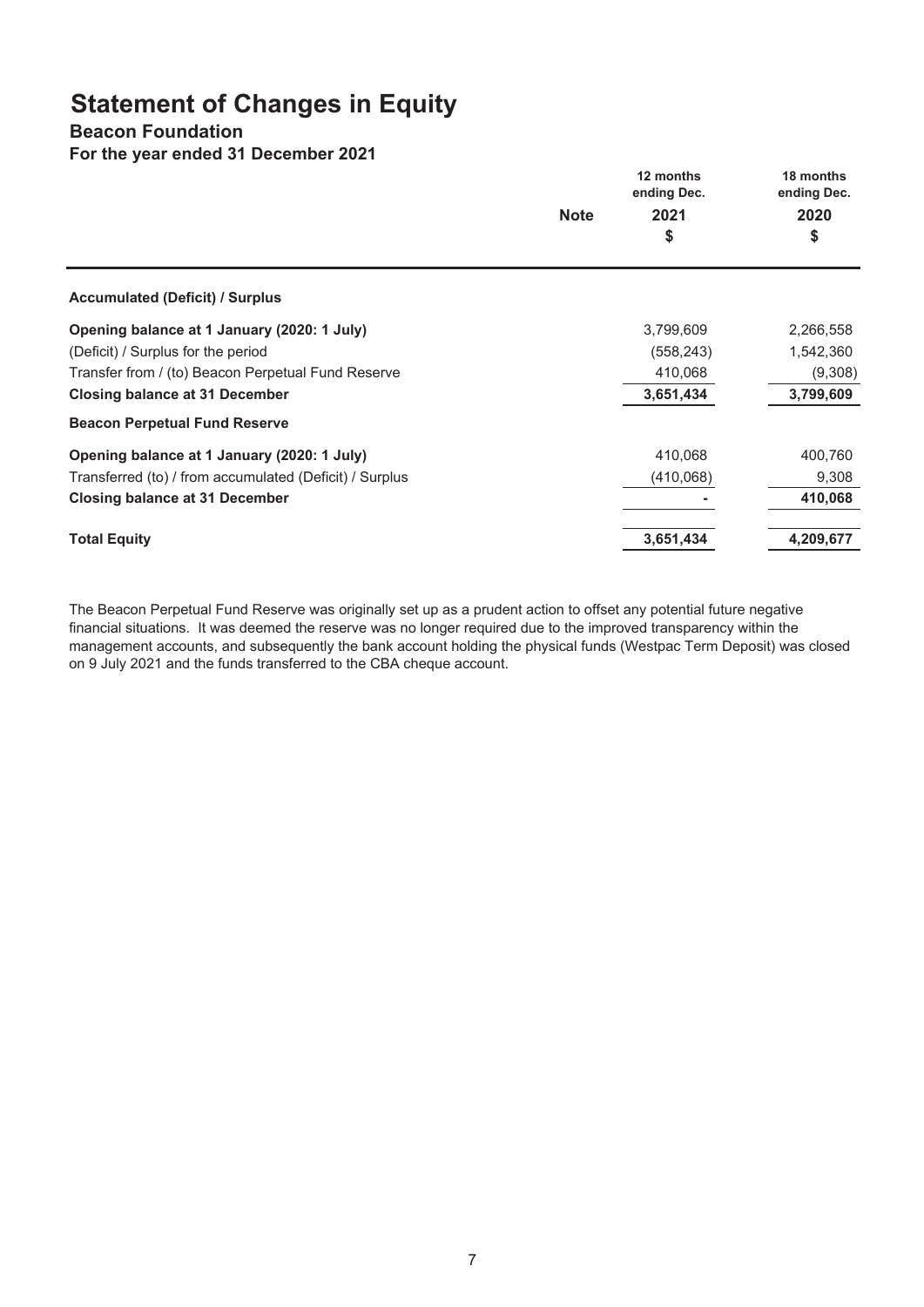# Statement of Changes in Equity

## Beacon Foundation

### For the year ended 31 December 2021

| | Note | 12 months ending Dec. 2021 $ | 18 months ending Dec. 2020 $ |
|---|---|---|---|
| **Accumulated (Deficit) / Surplus** | | | |
| **Opening balance at 1 January (2020: 1 July)** | | 3,799,609 | 2,266,558 |
| (Deficit) / Surplus for the period | | (558,243) | 1,542,360 |
| Transfer from / (to) Beacon Perpetual Fund Reserve | | 410,068 | (9,308) |
| **Closing balance at 31 December** | | **3,651,434** | **3,799,609** |
| **Beacon Perpetual Fund Reserve** | | | |
| **Opening balance at 1 January (2020: 1 July)** | | 410,068 | 400,760 |
| Transferred (to) / from accumulated (Deficit) / Surplus | | (410,068) | 9,308 |
| **Closing balance at 31 December** | | **-** | **410,068** |
| **Total Equity** | | **3,651,434** | **4,209,677** |

The Beacon Perpetual Fund Reserve was originally set up as a prudent action to offset any potential future negative financial situations. It was deemed the reserve was no longer required due to the improved transparency within the management accounts, and subsequently the bank account holding the physical funds (Westpac Term Deposit) was closed on 9 July 2021 and the funds transferred to the CBA cheque account.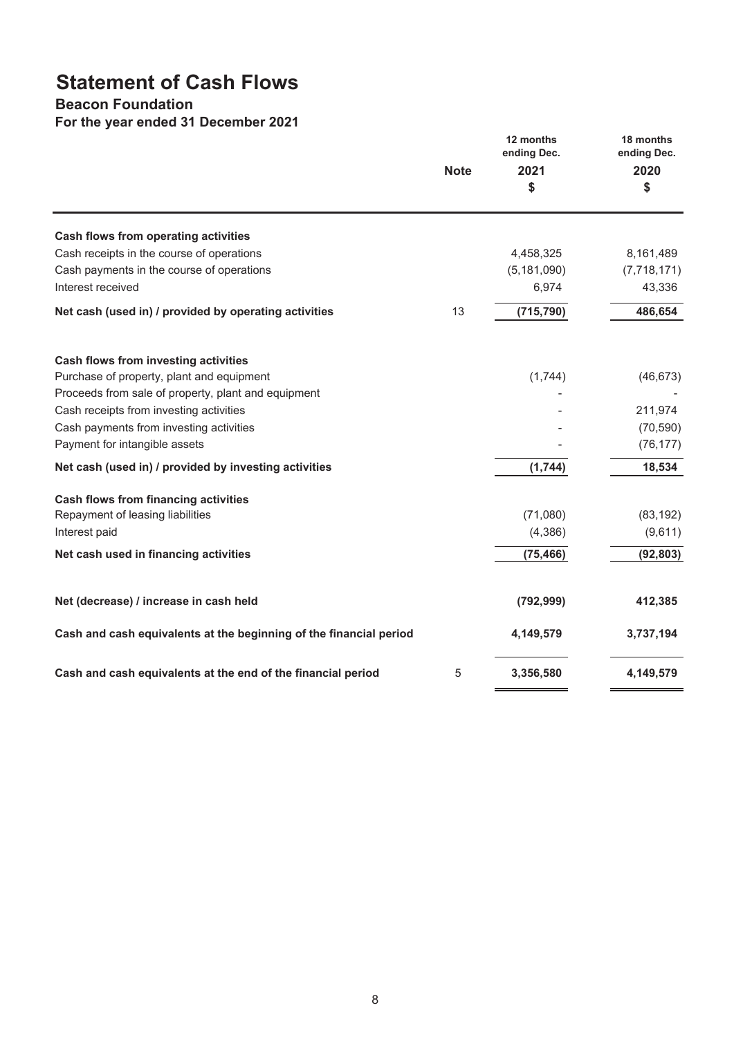# Statement of Cash Flows

## Beacon Foundation

### For the year ended 31 December 2021

| | Note | 12 months ending Dec. 2021 $ | 18 months ending Dec. 2020 $ |
|---|---|---|---|
| **Cash flows from operating activities** | | | |
| Cash receipts in the course of operations | | 4,458,325 | 8,161,489 |
| Cash payments in the course of operations | | (5,181,090) | (7,718,171) |
| Interest received | | 6,974 | 43,336 |
| **Net cash (used in) / provided by operating activities** | 13 | **(715,790)** | **486,654** |
| **Cash flows from investing activities** | | | |
| Purchase of property, plant and equipment | | (1,744) | (46,673) |
| Proceeds from sale of property, plant and equipment | | - | - |
| Cash receipts from investing activities | | - | 211,974 |
| Cash payments from investing activities | | - | (70,590) |
| Payment for intangible assets | | - | (76,177) |
| **Net cash (used in) / provided by investing activities** | | **(1,744)** | **18,534** |
| **Cash flows from financing activities** | | | |
| Repayment of leasing liabilities | | (71,080) | (83,192) |
| Interest paid | | (4,386) | (9,611) |
| **Net cash used in financing activities** | | **(75,466)** | **(92,803)** |
| **Net (decrease) / increase in cash held** | | **(792,999)** | **412,385** |
| **Cash and cash equivalents at the beginning of the financial period** | | **4,149,579** | **3,737,194** |
| **Cash and cash equivalents at the end of the financial period** | 5 | **3,356,580** | **4,149,579** |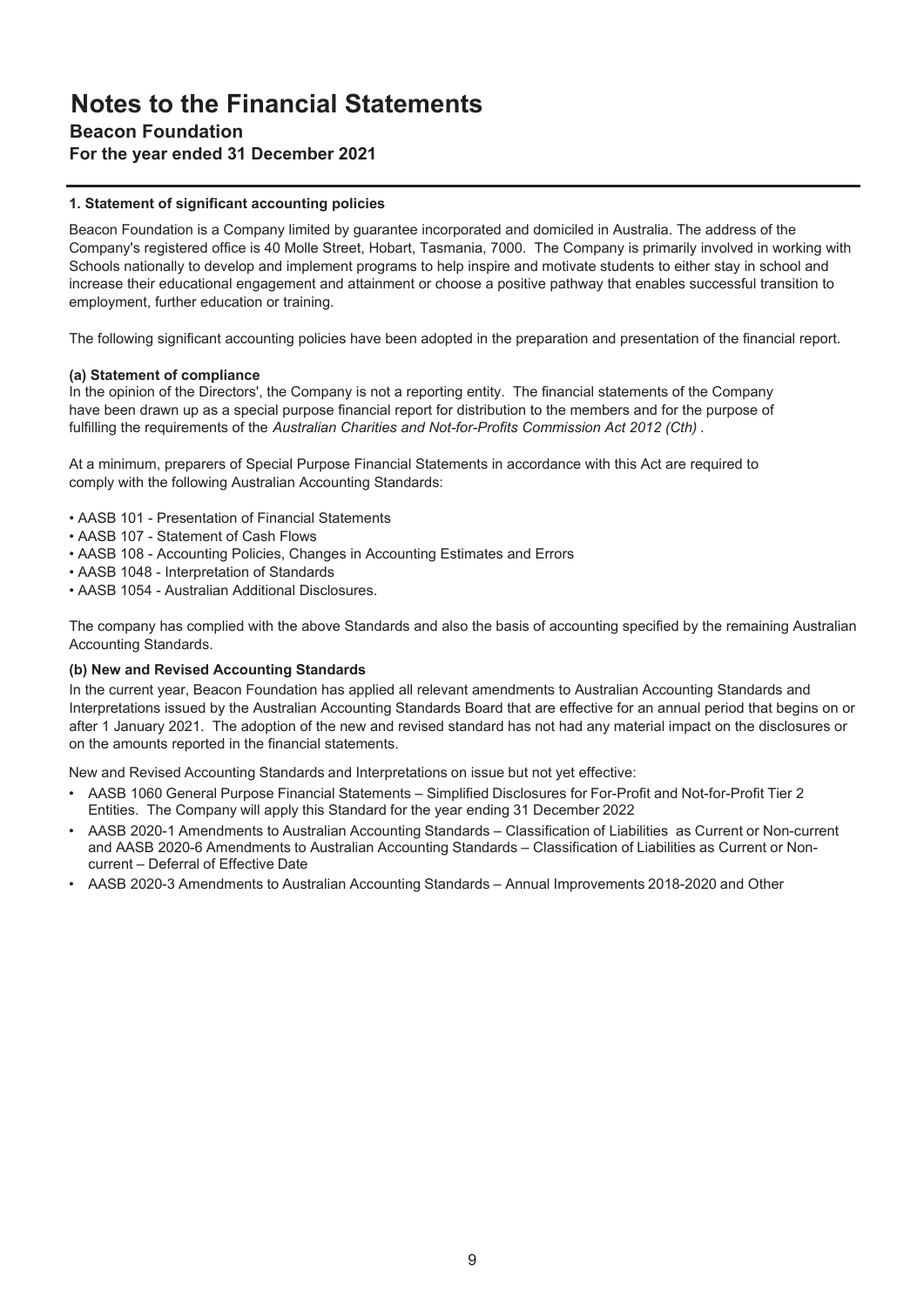# Notes to the Financial Statements

## Beacon Foundation

### For the year ended 31 December 2021

**1. Statement of significant accounting policies**

Beacon Foundation is a Company limited by guarantee incorporated and domiciled in Australia. The address of the Company's registered office is 40 Molle Street, Hobart, Tasmania, 7000. The Company is primarily involved in working with Schools nationally to develop and implement programs to help inspire and motivate students to either stay in school and increase their educational engagement and attainment or choose a positive pathway that enables successful transition to employment, further education or training.

The following significant accounting policies have been adopted in the preparation and presentation of the financial report.

**(a) Statement of compliance**

In the opinion of the Directors', the Company is not a reporting entity. The financial statements of the Company have been drawn up as a special purpose financial report for distribution to the members and for the purpose of fulfilling the requirements of the *Australian Charities and Not-for-Profits Commission Act 2012 (Cth)* .

At a minimum, preparers of Special Purpose Financial Statements in accordance with this Act are required to comply with the following Australian Accounting Standards:

- AASB 101 - Presentation of Financial Statements
- AASB 107 - Statement of Cash Flows
- AASB 108 - Accounting Policies, Changes in Accounting Estimates and Errors
- AASB 1048 - Interpretation of Standards
- AASB 1054 - Australian Additional Disclosures.

The company has complied with the above Standards and also the basis of accounting specified by the remaining Australian Accounting Standards.

**(b) New and Revised Accounting Standards**

In the current year, Beacon Foundation has applied all relevant amendments to Australian Accounting Standards and Interpretations issued by the Australian Accounting Standards Board that are effective for an annual period that begins on or after 1 January 2021. The adoption of the new and revised standard has not had any material impact on the disclosures or on the amounts reported in the financial statements.

New and Revised Accounting Standards and Interpretations on issue but not yet effective:

- AASB 1060 General Purpose Financial Statements – Simplified Disclosures for For-Profit and Not-for-Profit Tier 2 Entities. The Company will apply this Standard for the year ending 31 December 2022
- AASB 2020-1 Amendments to Australian Accounting Standards – Classification of Liabilities as Current or Non-current and AASB 2020-6 Amendments to Australian Accounting Standards – Classification of Liabilities as Current or Non-current – Deferral of Effective Date
- AASB 2020-3 Amendments to Australian Accounting Standards – Annual Improvements 2018-2020 and Other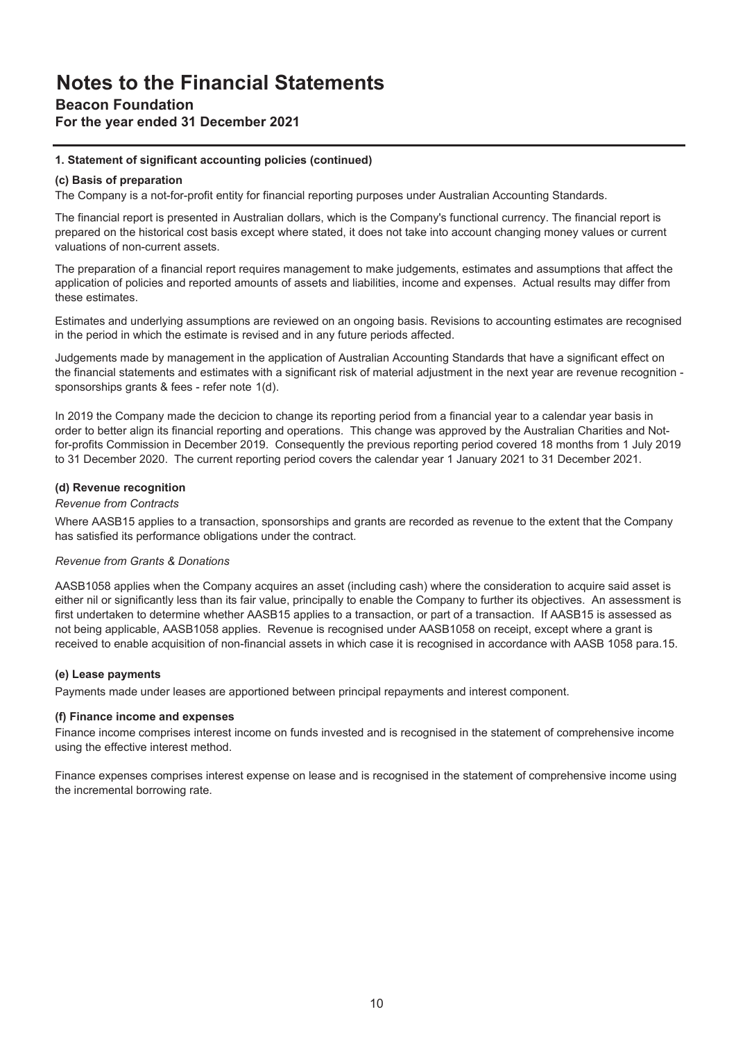# Notes to the Financial Statements

## Beacon Foundation

### For the year ended 31 December 2021

**1. Statement of significant accounting policies (continued)**

**(c) Basis of preparation**

The Company is a not-for-profit entity for financial reporting purposes under Australian Accounting Standards.

The financial report is presented in Australian dollars, which is the Company's functional currency. The financial report is prepared on the historical cost basis except where stated, it does not take into account changing money values or current valuations of non-current assets.

The preparation of a financial report requires management to make judgements, estimates and assumptions that affect the application of policies and reported amounts of assets and liabilities, income and expenses. Actual results may differ from these estimates.

Estimates and underlying assumptions are reviewed on an ongoing basis. Revisions to accounting estimates are recognised in the period in which the estimate is revised and in any future periods affected.

Judgements made by management in the application of Australian Accounting Standards that have a significant effect on the financial statements and estimates with a significant risk of material adjustment in the next year are revenue recognition - sponsorships grants & fees - refer note 1(d).

In 2019 the Company made the decicion to change its reporting period from a financial year to a calendar year basis in order to better align its financial reporting and operations. This change was approved by the Australian Charities and Not-for-profits Commission in December 2019. Consequently the previous reporting period covered 18 months from 1 July 2019 to 31 December 2020. The current reporting period covers the calendar year 1 January 2021 to 31 December 2021.

**(d) Revenue recognition**

*Revenue from Contracts*

Where AASB15 applies to a transaction, sponsorships and grants are recorded as revenue to the extent that the Company has satisfied its performance obligations under the contract.

*Revenue from Grants & Donations*

AASB1058 applies when the Company acquires an asset (including cash) where the consideration to acquire said asset is either nil or significantly less than its fair value, principally to enable the Company to further its objectives. An assessment is first undertaken to determine whether AASB15 applies to a transaction, or part of a transaction. If AASB15 is assessed as not being applicable, AASB1058 applies. Revenue is recognised under AASB1058 on receipt, except where a grant is received to enable acquisition of non-financial assets in which case it is recognised in accordance with AASB 1058 para.15.

**(e) Lease payments**

Payments made under leases are apportioned between principal repayments and interest component.

**(f) Finance income and expenses**

Finance income comprises interest income on funds invested and is recognised in the statement of comprehensive income using the effective interest method.

Finance expenses comprises interest expense on lease and is recognised in the statement of comprehensive income using the incremental borrowing rate.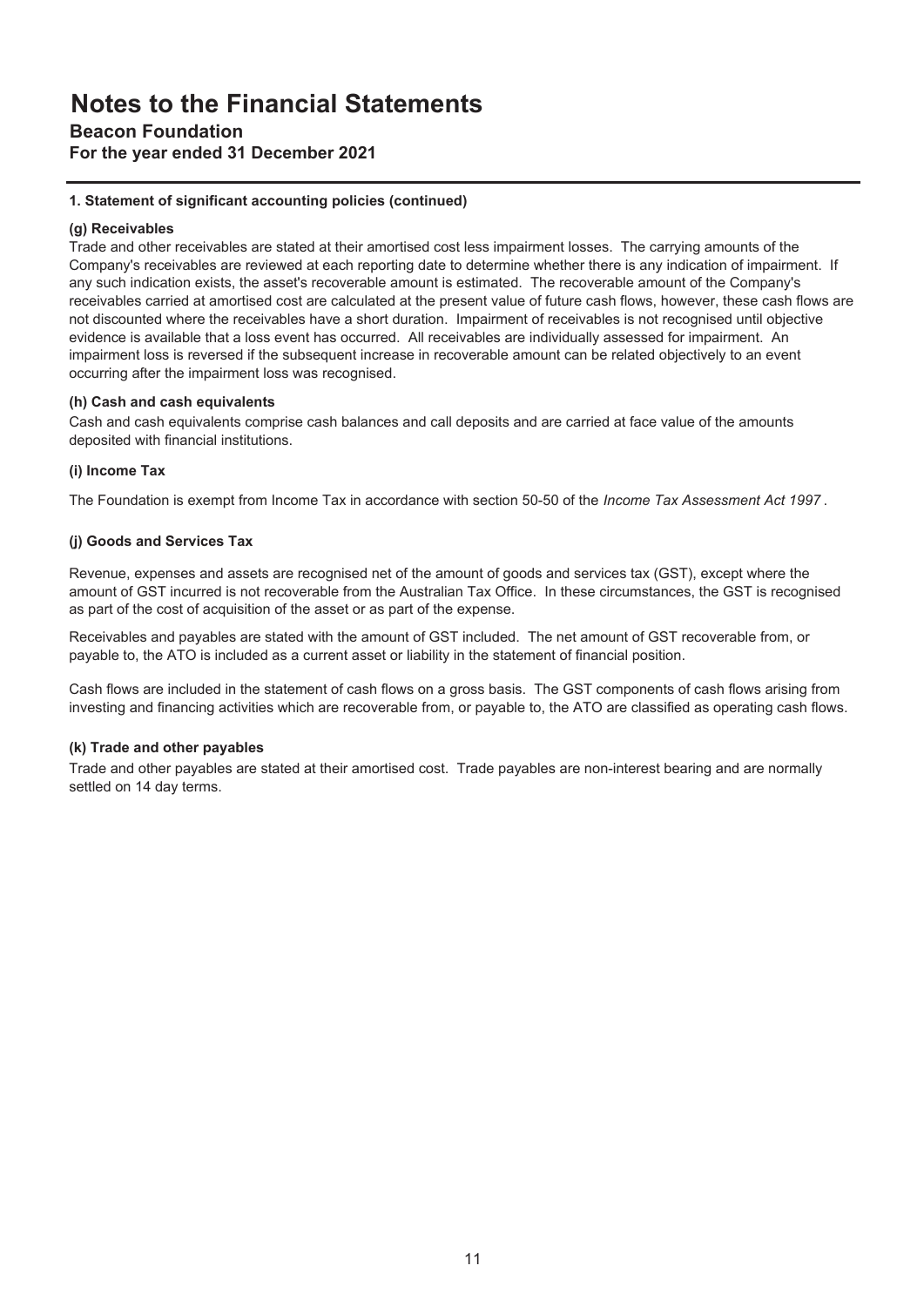# Notes to the Financial Statements

**Beacon Foundation**

**For the year ended 31 December 2021**

---

**1. Statement of significant accounting policies (continued)**

**(g) Receivables**

Trade and other receivables are stated at their amortised cost less impairment losses. The carrying amounts of the Company's receivables are reviewed at each reporting date to determine whether there is any indication of impairment. If any such indication exists, the asset's recoverable amount is estimated. The recoverable amount of the Company's receivables carried at amortised cost are calculated at the present value of future cash flows, however, these cash flows are not discounted where the receivables have a short duration. Impairment of receivables is not recognised until objective evidence is available that a loss event has occurred. All receivables are individually assessed for impairment. An impairment loss is reversed if the subsequent increase in recoverable amount can be related objectively to an event occurring after the impairment loss was recognised.

**(h) Cash and cash equivalents**

Cash and cash equivalents comprise cash balances and call deposits and are carried at face value of the amounts deposited with financial institutions.

**(i) Income Tax**

The Foundation is exempt from Income Tax in accordance with section 50-50 of the *Income Tax Assessment Act 1997* .

**(j) Goods and Services Tax**

Revenue, expenses and assets are recognised net of the amount of goods and services tax (GST), except where the amount of GST incurred is not recoverable from the Australian Tax Office. In these circumstances, the GST is recognised as part of the cost of acquisition of the asset or as part of the expense.

Receivables and payables are stated with the amount of GST included. The net amount of GST recoverable from, or payable to, the ATO is included as a current asset or liability in the statement of financial position.

Cash flows are included in the statement of cash flows on a gross basis. The GST components of cash flows arising from investing and financing activities which are recoverable from, or payable to, the ATO are classified as operating cash flows.

**(k) Trade and other payables**

Trade and other payables are stated at their amortised cost. Trade payables are non-interest bearing and are normally settled on 14 day terms.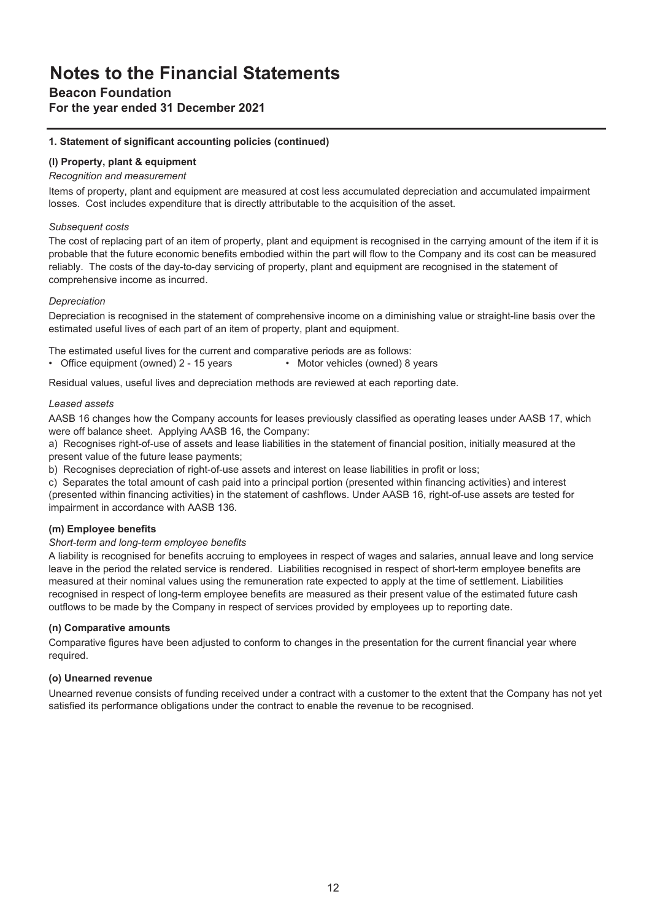# Notes to the Financial Statements

## Beacon Foundation

### For the year ended 31 December 2021

**1. Statement of significant accounting policies (continued)**

**(l) Property, plant & equipment**

*Recognition and measurement*

Items of property, plant and equipment are measured at cost less accumulated depreciation and accumulated impairment losses. Cost includes expenditure that is directly attributable to the acquisition of the asset.

*Subsequent costs*

The cost of replacing part of an item of property, plant and equipment is recognised in the carrying amount of the item if it is probable that the future economic benefits embodied within the part will flow to the Company and its cost can be measured reliably. The costs of the day-to-day servicing of property, plant and equipment are recognised in the statement of comprehensive income as incurred.

*Depreciation*

Depreciation is recognised in the statement of comprehensive income on a diminishing value or straight-line basis over the estimated useful lives of each part of an item of property, plant and equipment.

The estimated useful lives for the current and comparative periods are as follows:

- Office equipment (owned) 2 - 15 years
- Motor vehicles (owned) 8 years

Residual values, useful lives and depreciation methods are reviewed at each reporting date.

*Leased assets*

AASB 16 changes how the Company accounts for leases previously classified as operating leases under AASB 17, which were off balance sheet. Applying AASB 16, the Company:

a) Recognises right-of-use of assets and lease liabilities in the statement of financial position, initially measured at the present value of the future lease payments;

b) Recognises depreciation of right-of-use assets and interest on lease liabilities in profit or loss;

c) Separates the total amount of cash paid into a principal portion (presented within financing activities) and interest (presented within financing activities) in the statement of cashflows. Under AASB 16, right-of-use assets are tested for impairment in accordance with AASB 136.

**(m) Employee benefits**

*Short-term and long-term employee benefits*

A liability is recognised for benefits accruing to employees in respect of wages and salaries, annual leave and long service leave in the period the related service is rendered. Liabilities recognised in respect of short-term employee benefits are measured at their nominal values using the remuneration rate expected to apply at the time of settlement. Liabilities recognised in respect of long-term employee benefits are measured as their present value of the estimated future cash outflows to be made by the Company in respect of services provided by employees up to reporting date.

**(n) Comparative amounts**

Comparative figures have been adjusted to conform to changes in the presentation for the current financial year where required.

**(o) Unearned revenue**

Unearned revenue consists of funding received under a contract with a customer to the extent that the Company has not yet satisfied its performance obligations under the contract to enable the revenue to be recognised.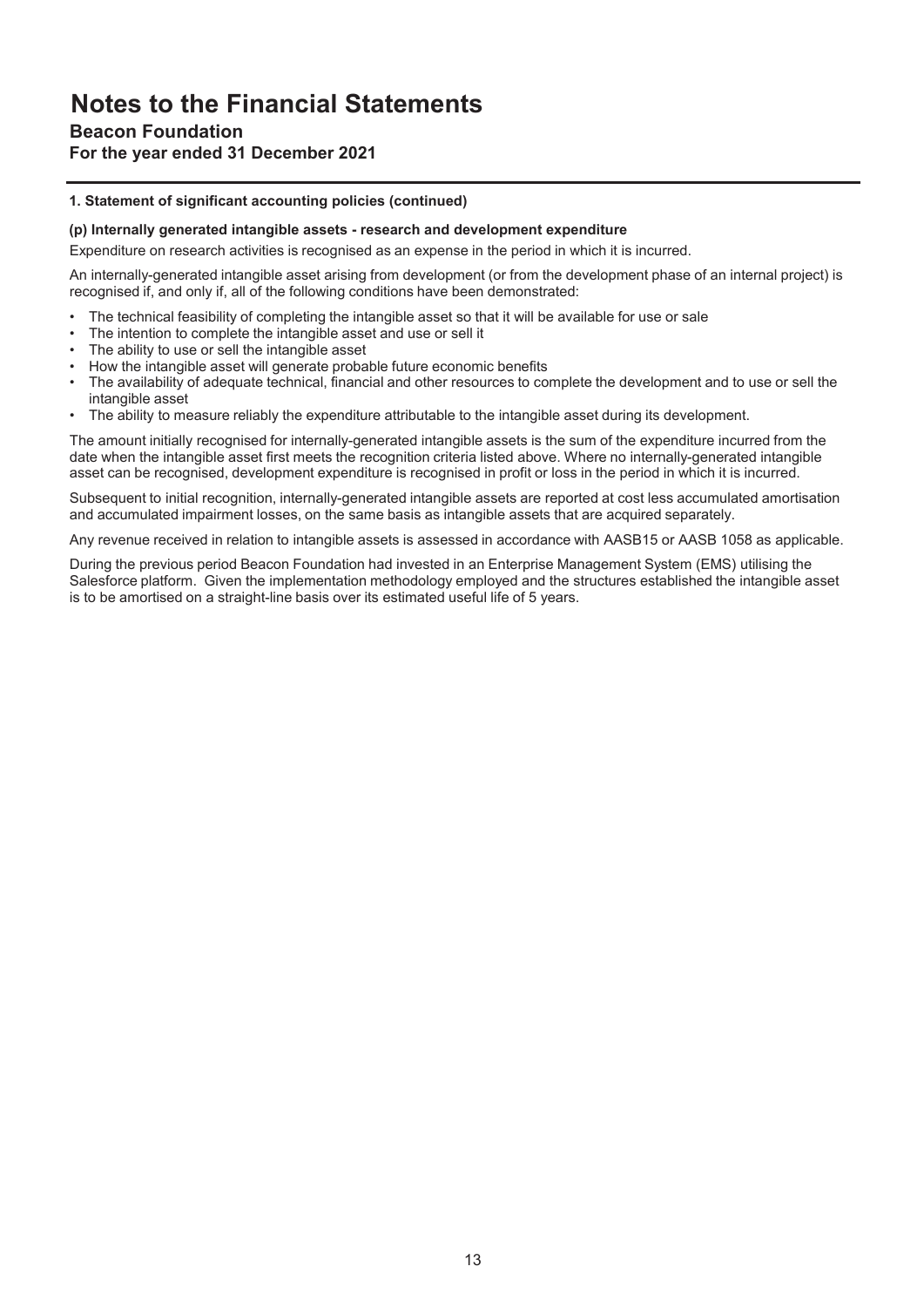# Notes to the Financial Statements

**Beacon Foundation**

**For the year ended 31 December 2021**

**1. Statement of significant accounting policies (continued)**

**(p) Internally generated intangible assets - research and development expenditure**

Expenditure on research activities is recognised as an expense in the period in which it is incurred.

An internally-generated intangible asset arising from development (or from the development phase of an internal project) is recognised if, and only if, all of the following conditions have been demonstrated:

- The technical feasibility of completing the intangible asset so that it will be available for use or sale
- The intention to complete the intangible asset and use or sell it
- The ability to use or sell the intangible asset
- How the intangible asset will generate probable future economic benefits
- The availability of adequate technical, financial and other resources to complete the development and to use or sell the intangible asset
- The ability to measure reliably the expenditure attributable to the intangible asset during its development.

The amount initially recognised for internally-generated intangible assets is the sum of the expenditure incurred from the date when the intangible asset first meets the recognition criteria listed above. Where no internally-generated intangible asset can be recognised, development expenditure is recognised in profit or loss in the period in which it is incurred.

Subsequent to initial recognition, internally-generated intangible assets are reported at cost less accumulated amortisation and accumulated impairment losses, on the same basis as intangible assets that are acquired separately.

Any revenue received in relation to intangible assets is assessed in accordance with AASB15 or AASB 1058 as applicable.

During the previous period Beacon Foundation had invested in an Enterprise Management System (EMS) utilising the Salesforce platform. Given the implementation methodology employed and the structures established the intangible asset is to be amortised on a straight-line basis over its estimated useful life of 5 years.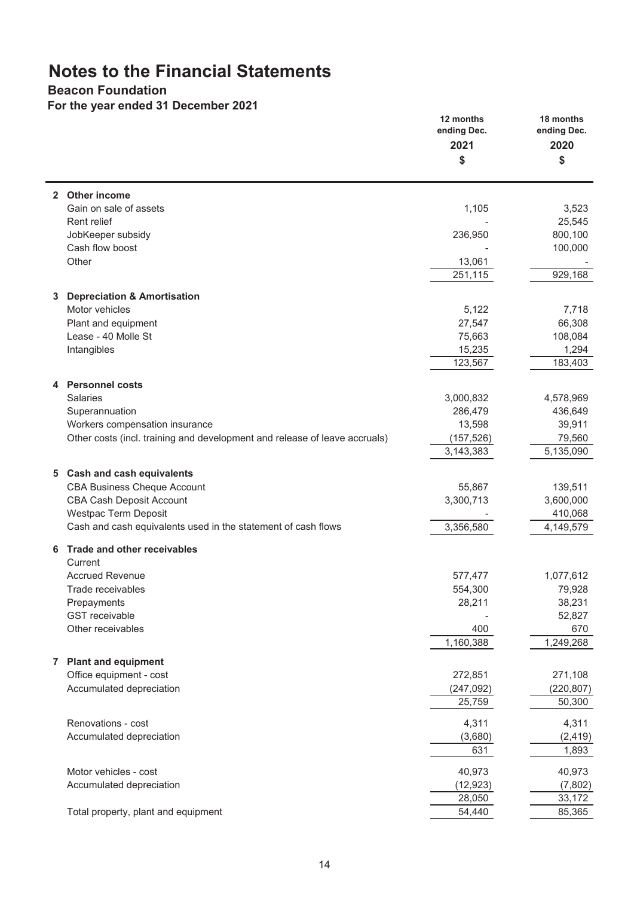# Notes to the Financial Statements

## Beacon Foundation

### For the year ended 31 December 2021

| | 12 months ending Dec. 2021 $ | 18 months ending Dec. 2020 $ |
|---|---|---|
| **2 Other income** | | |
| Gain on sale of assets | 1,105 | 3,523 |
| Rent relief | - | 25,545 |
| JobKeeper subsidy | 236,950 | 800,100 |
| Cash flow boost | - | 100,000 |
| Other | 13,061 | - |
| | 251,115 | 929,168 |
| **3 Depreciation & Amortisation** | | |
| Motor vehicles | 5,122 | 7,718 |
| Plant and equipment | 27,547 | 66,308 |
| Lease - 40 Molle St | 75,663 | 108,084 |
| Intangibles | 15,235 | 1,294 |
| | 123,567 | 183,403 |
| **4 Personnel costs** | | |
| Salaries | 3,000,832 | 4,578,969 |
| Superannuation | 286,479 | 436,649 |
| Workers compensation insurance | 13,598 | 39,911 |
| Other costs (incl. training and development and release of leave accruals) | (157,526) | 79,560 |
| | 3,143,383 | 5,135,090 |
| **5 Cash and cash equivalents** | | |
| CBA Business Cheque Account | 55,867 | 139,511 |
| CBA Cash Deposit Account | 3,300,713 | 3,600,000 |
| Westpac Term Deposit | - | 410,068 |
| Cash and cash equivalents used in the statement of cash flows | 3,356,580 | 4,149,579 |
| **6 Trade and other receivables** | | |
| Current | | |
| Accrued Revenue | 577,477 | 1,077,612 |
| Trade receivables | 554,300 | 79,928 |
| Prepayments | 28,211 | 38,231 |
| GST receivable | - | 52,827 |
| Other receivables | 400 | 670 |
| | 1,160,388 | 1,249,268 |
| **7 Plant and equipment** | | |
| Office equipment - cost | 272,851 | 271,108 |
| Accumulated depreciation | (247,092) | (220,807) |
| | 25,759 | 50,300 |
| Renovations - cost | 4,311 | 4,311 |
| Accumulated depreciation | (3,680) | (2,419) |
| | 631 | 1,893 |
| Motor vehicles - cost | 40,973 | 40,973 |
| Accumulated depreciation | (12,923) | (7,802) |
| | 28,050 | 33,172 |
| Total property, plant and equipment | 54,440 | 85,365 |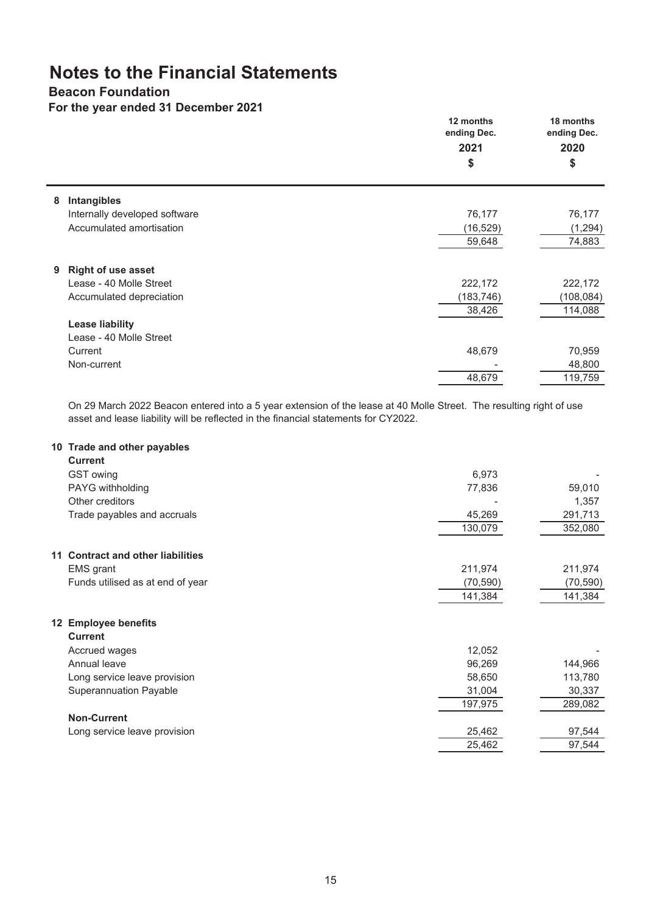# Notes to the Financial Statements

## Beacon Foundation

### For the year ended 31 December 2021

| | | 12 months ending Dec. 2021 $ | 18 months ending Dec. 2020 $ |
|---|---|---|---|
| **8** | **Intangibles** | | |
| | Internally developed software | 76,177 | 76,177 |
| | Accumulated amortisation | (16,529) | (1,294) |
| | | 59,648 | 74,883 |
| **9** | **Right of use asset** | | |
| | Lease - 40 Molle Street | 222,172 | 222,172 |
| | Accumulated depreciation | (183,746) | (108,084) |
| | | 38,426 | 114,088 |
| | **Lease liability** | | |
| | Lease - 40 Molle Street | | |
| | Current | 48,679 | 70,959 |
| | Non-current | - | 48,800 |
| | | 48,679 | 119,759 |

On 29 March 2022 Beacon entered into a 5 year extension of the lease at 40 Molle Street. The resulting right of use asset and lease liability will be reflected in the financial statements for CY2022.

| | | 12 months ending Dec. 2021 $ | 18 months ending Dec. 2020 $ |
|---|---|---|---|
| **10** | **Trade and other payables** | | |
| | **Current** | | |
| | GST owing | 6,973 | - |
| | PAYG withholding | 77,836 | 59,010 |
| | Other creditors | - | 1,357 |
| | Trade payables and accruals | 45,269 | 291,713 |
| | | 130,079 | 352,080 |
| **11** | **Contract and other liabilities** | | |
| | EMS grant | 211,974 | 211,974 |
| | Funds utilised as at end of year | (70,590) | (70,590) |
| | | 141,384 | 141,384 |
| **12** | **Employee benefits** | | |
| | **Current** | | |
| | Accrued wages | 12,052 | - |
| | Annual leave | 96,269 | 144,966 |
| | Long service leave provision | 58,650 | 113,780 |
| | Superannuation Payable | 31,004 | 30,337 |
| | | 197,975 | 289,082 |
| | **Non-Current** | | |
| | Long service leave provision | 25,462 | 97,544 |
| | | 25,462 | 97,544 |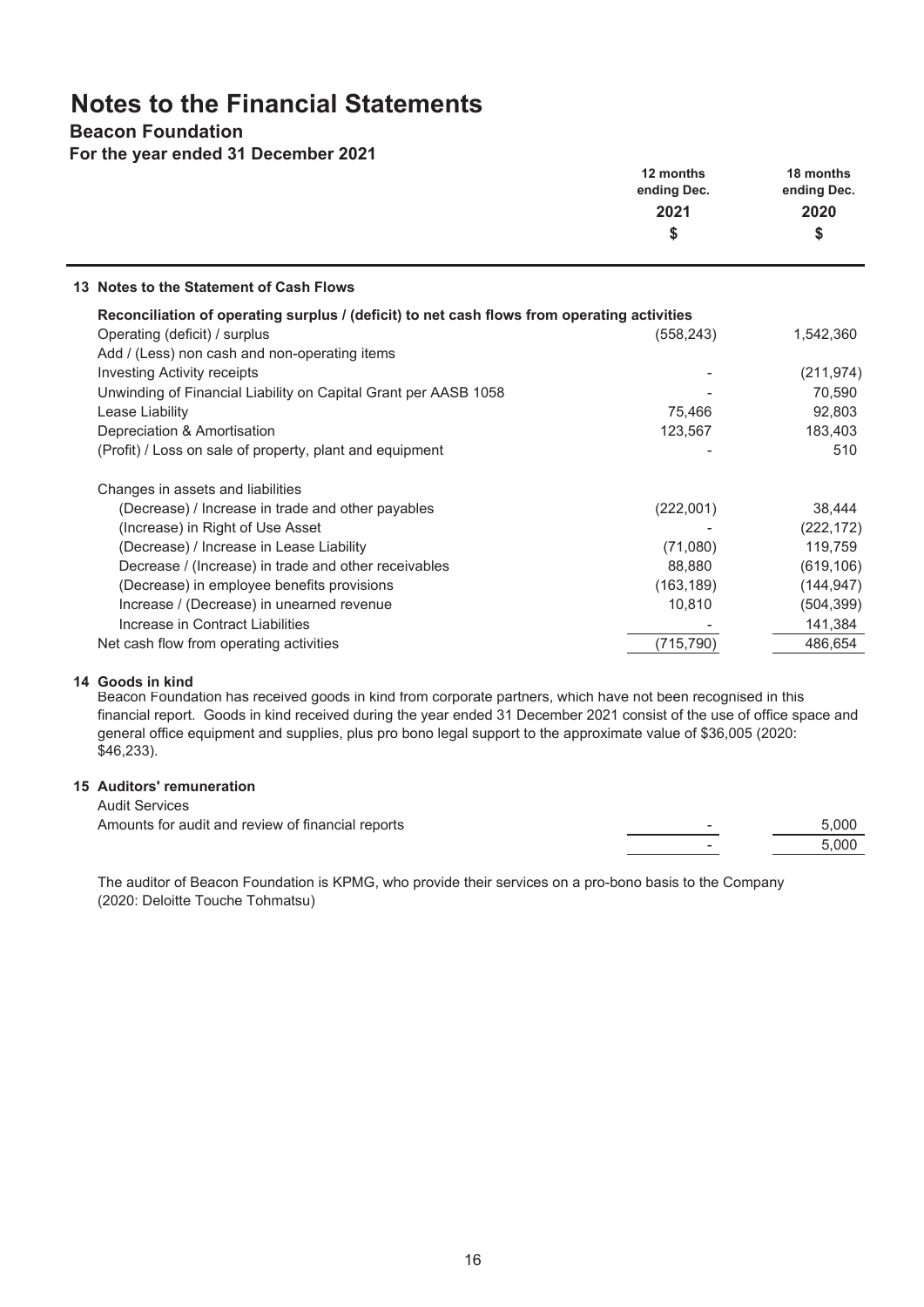# Notes to the Financial Statements

## Beacon Foundation

### For the year ended 31 December 2021

| | 12 months ending Dec. 2021 $ | 18 months ending Dec. 2020 $ |
|---|---|---|
| **13 Notes to the Statement of Cash Flows** | | |
| **Reconciliation of operating surplus / (deficit) to net cash flows from operating activities** | | |
| Operating (deficit) / surplus | (558,243) | 1,542,360 |
| Add / (Less) non cash and non-operating items | | |
| Investing Activity receipts | - | (211,974) |
| Unwinding of Financial Liability on Capital Grant per AASB 1058 | - | 70,590 |
| Lease Liability | 75,466 | 92,803 |
| Depreciation & Amortisation | 123,567 | 183,403 |
| (Profit) / Loss on sale of property, plant and equipment | - | 510 |
| Changes in assets and liabilities | | |
| (Decrease) / Increase in trade and other payables | (222,001) | 38,444 |
| (Increase) in Right of Use Asset | - | (222,172) |
| (Decrease) / Increase in Lease Liability | (71,080) | 119,759 |
| Decrease / (Increase) in trade and other receivables | 88,880 | (619,106) |
| (Decrease) in employee benefits provisions | (163,189) | (144,947) |
| Increase / (Decrease) in unearned revenue | 10,810 | (504,399) |
| Increase in Contract Liabilities | - | 141,384 |
| Net cash flow from operating activities | (715,790) | 486,654 |

**14 Goods in kind**

Beacon Foundation has received goods in kind from corporate partners, which have not been recognised in this financial report. Goods in kind received during the year ended 31 December 2021 consist of the use of office space and general office equipment and supplies, plus pro bono legal support to the approximate value of $36,005 (2020: $46,233).

**15 Auditors' remuneration**

| | 2021 $ | 2020 $ |
|---|---|---|
| Audit Services | | |
| Amounts for audit and review of financial reports | - | 5,000 |
| | - | 5,000 |

The auditor of Beacon Foundation is KPMG, who provide their services on a pro-bono basis to the Company (2020: Deloitte Touche Tohmatsu)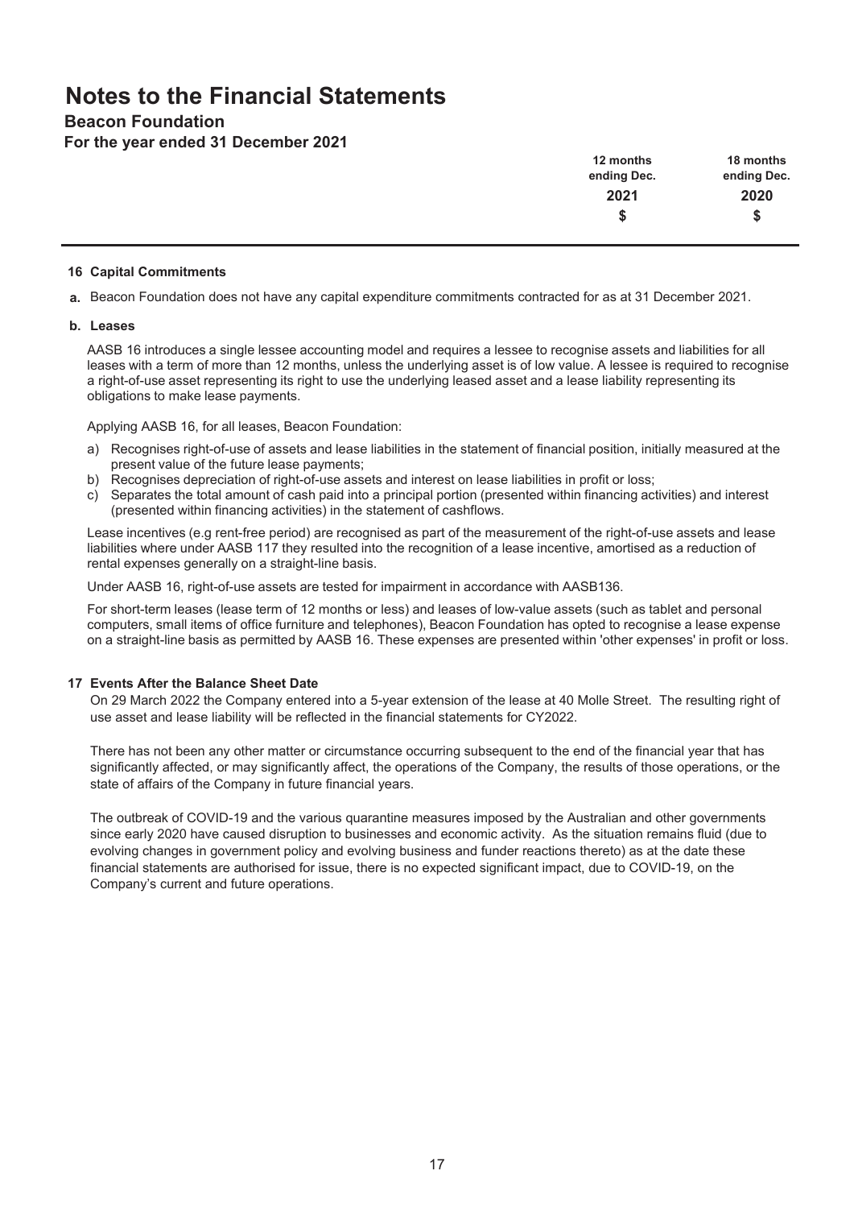# Notes to the Financial Statements

## Beacon Foundation

**For the year ended 31 December 2021**

| | 12 months ending Dec. 2021 $ | 18 months ending Dec. 2020 $ |
|---|---|---|

### 16 Capital Commitments

**a.** Beacon Foundation does not have any capital expenditure commitments contracted for as at 31 December 2021.

**b. Leases**

AASB 16 introduces a single lessee accounting model and requires a lessee to recognise assets and liabilities for all leases with a term of more than 12 months, unless the underlying asset is of low value. A lessee is required to recognise a right-of-use asset representing its right to use the underlying leased asset and a lease liability representing its obligations to make lease payments.

Applying AASB 16, for all leases, Beacon Foundation:

a) Recognises right-of-use of assets and lease liabilities in the statement of financial position, initially measured at the present value of the future lease payments;
b) Recognises depreciation of right-of-use assets and interest on lease liabilities in profit or loss;
c) Separates the total amount of cash paid into a principal portion (presented within financing activities) and interest (presented within financing activities) in the statement of cashflows.

Lease incentives (e.g rent-free period) are recognised as part of the measurement of the right-of-use assets and lease liabilities where under AASB 117 they resulted into the recognition of a lease incentive, amortised as a reduction of rental expenses generally on a straight-line basis.

Under AASB 16, right-of-use assets are tested for impairment in accordance with AASB136.

For short-term leases (lease term of 12 months or less) and leases of low-value assets (such as tablet and personal computers, small items of office furniture and telephones), Beacon Foundation has opted to recognise a lease expense on a straight-line basis as permitted by AASB 16. These expenses are presented within 'other expenses' in profit or loss.

### 17 Events After the Balance Sheet Date

On 29 March 2022 the Company entered into a 5-year extension of the lease at 40 Molle Street. The resulting right of use asset and lease liability will be reflected in the financial statements for CY2022.

There has not been any other matter or circumstance occurring subsequent to the end of the financial year that has significantly affected, or may significantly affect, the operations of the Company, the results of those operations, or the state of affairs of the Company in future financial years.

The outbreak of COVID-19 and the various quarantine measures imposed by the Australian and other governments since early 2020 have caused disruption to businesses and economic activity. As the situation remains fluid (due to evolving changes in government policy and evolving business and funder reactions thereto) as at the date these financial statements are authorised for issue, there is no expected significant impact, due to COVID-19, on the Company's current and future operations.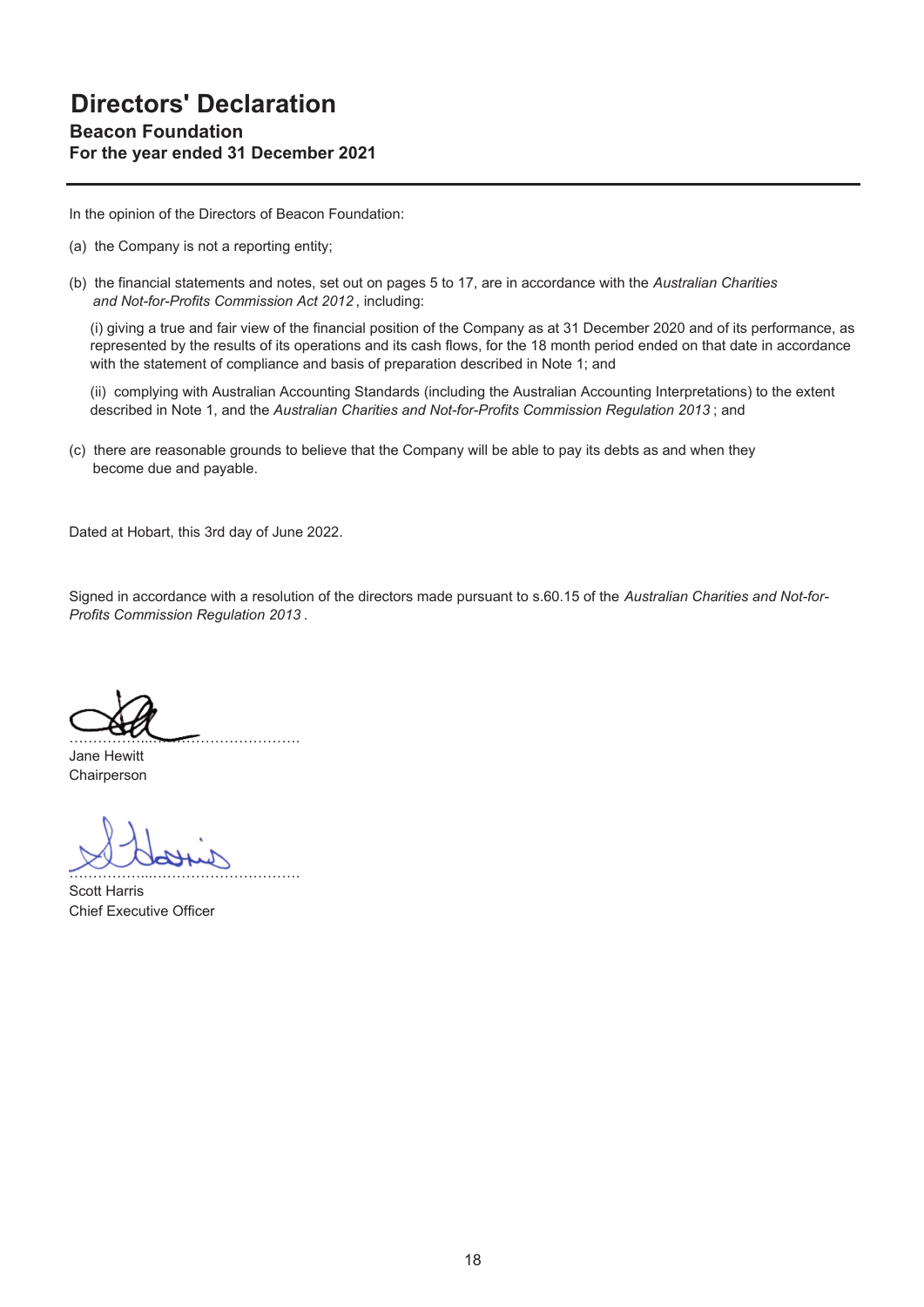# Directors' Declaration

### Beacon Foundation

### For the year ended 31 December 2021

In the opinion of the Directors of Beacon Foundation:

(a) the Company is not a reporting entity;

(b) the financial statements and notes, set out on pages 5 to 17, are in accordance with the *Australian Charities and Not-for-Profits Commission Act 2012*, including:

(i) giving a true and fair view of the financial position of the Company as at 31 December 2020 and of its performance, as represented by the results of its operations and its cash flows, for the 18 month period ended on that date in accordance with the statement of compliance and basis of preparation described in Note 1; and

(ii) complying with Australian Accounting Standards (including the Australian Accounting Interpretations) to the extent described in Note 1, and the *Australian Charities and Not-for-Profits Commission Regulation 2013*; and

(c) there are reasonable grounds to believe that the Company will be able to pay its debts as and when they become due and payable.

Dated at Hobart, this 3rd day of June 2022.

Signed in accordance with a resolution of the directors made pursuant to s.60.15 of the *Australian Charities and Not-for-Profits Commission Regulation 2013*.

…………………………………………
Jane Hewitt
Chairperson

…………………………………………
Scott Harris
Chief Executive Officer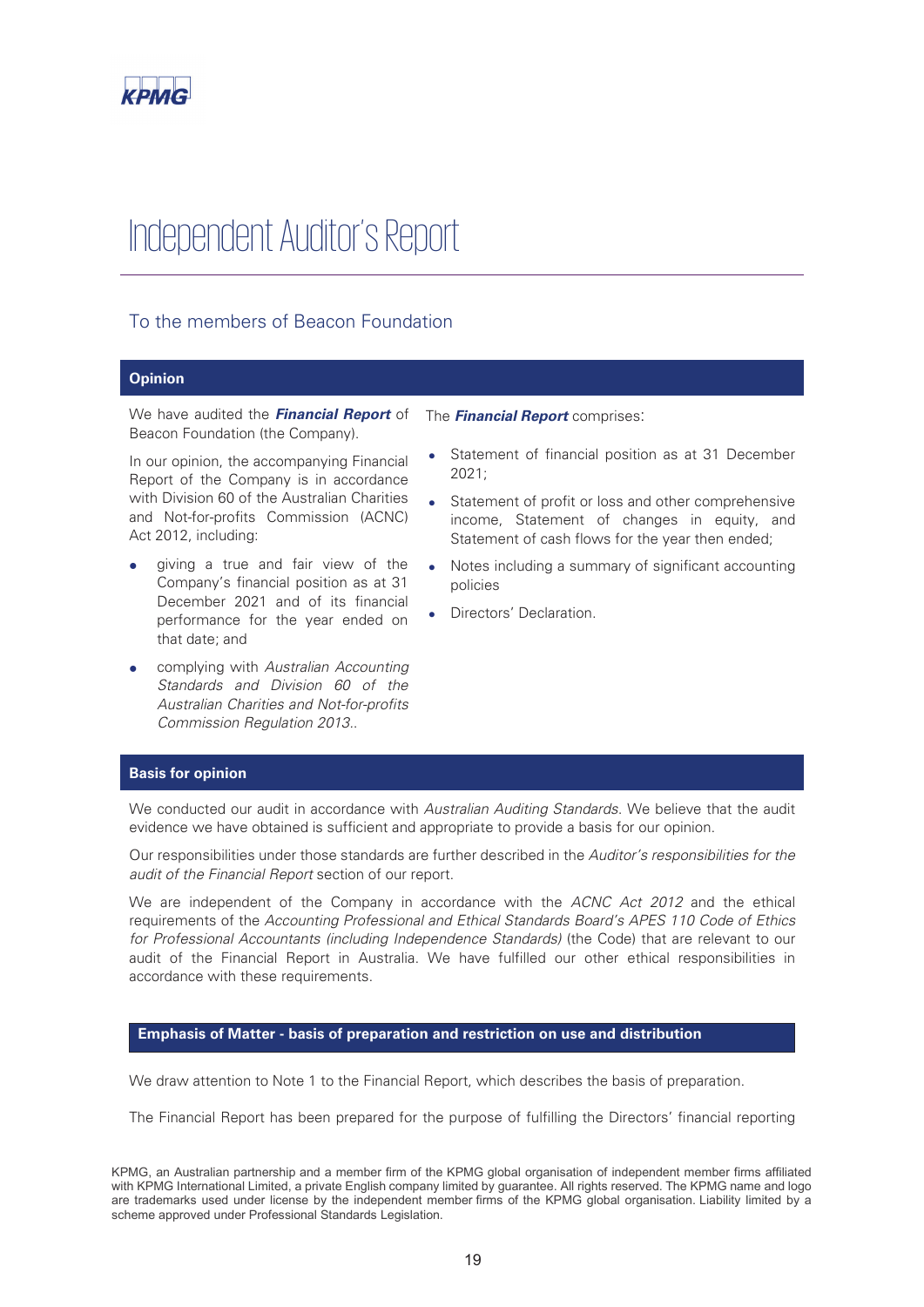KPMG

# Independent Auditor's Report

## To the members of Beacon Foundation

### Opinion

We have audited the ***Financial Report*** of Beacon Foundation (the Company).

In our opinion, the accompanying Financial Report of the Company is in accordance with Division 60 of the Australian Charities and Not-for-profits Commission (ACNC) Act 2012, including:

- giving a true and fair view of the Company's financial position as at 31 December 2021 and of its financial performance for the year ended on that date; and
- complying with *Australian Accounting Standards and Division 60 of the Australian Charities and Not-for-profits Commission Regulation 2013.*.

The ***Financial Report*** comprises:

- Statement of financial position as at 31 December 2021;
- Statement of profit or loss and other comprehensive income, Statement of changes in equity, and Statement of cash flows for the year then ended;
- Notes including a summary of significant accounting policies
- Directors' Declaration.

### Basis for opinion

We conducted our audit in accordance with *Australian Auditing Standards*. We believe that the audit evidence we have obtained is sufficient and appropriate to provide a basis for our opinion.

Our responsibilities under those standards are further described in the *Auditor's responsibilities for the audit of the Financial Report* section of our report.

We are independent of the Company in accordance with the *ACNC Act 2012* and the ethical requirements of the *Accounting Professional and Ethical Standards Board's APES 110 Code of Ethics for Professional Accountants (including Independence Standards)* (the Code) that are relevant to our audit of the Financial Report in Australia. We have fulfilled our other ethical responsibilities in accordance with these requirements.

### Emphasis of Matter - basis of preparation and restriction on use and distribution

We draw attention to Note 1 to the Financial Report, which describes the basis of preparation.

The Financial Report has been prepared for the purpose of fulfilling the Directors' financial reporting

KPMG, an Australian partnership and a member firm of the KPMG global organisation of independent member firms affiliated with KPMG International Limited, a private English company limited by guarantee. All rights reserved. The KPMG name and logo are trademarks used under license by the independent member firms of the KPMG global organisation. Liability limited by a scheme approved under Professional Standards Legislation.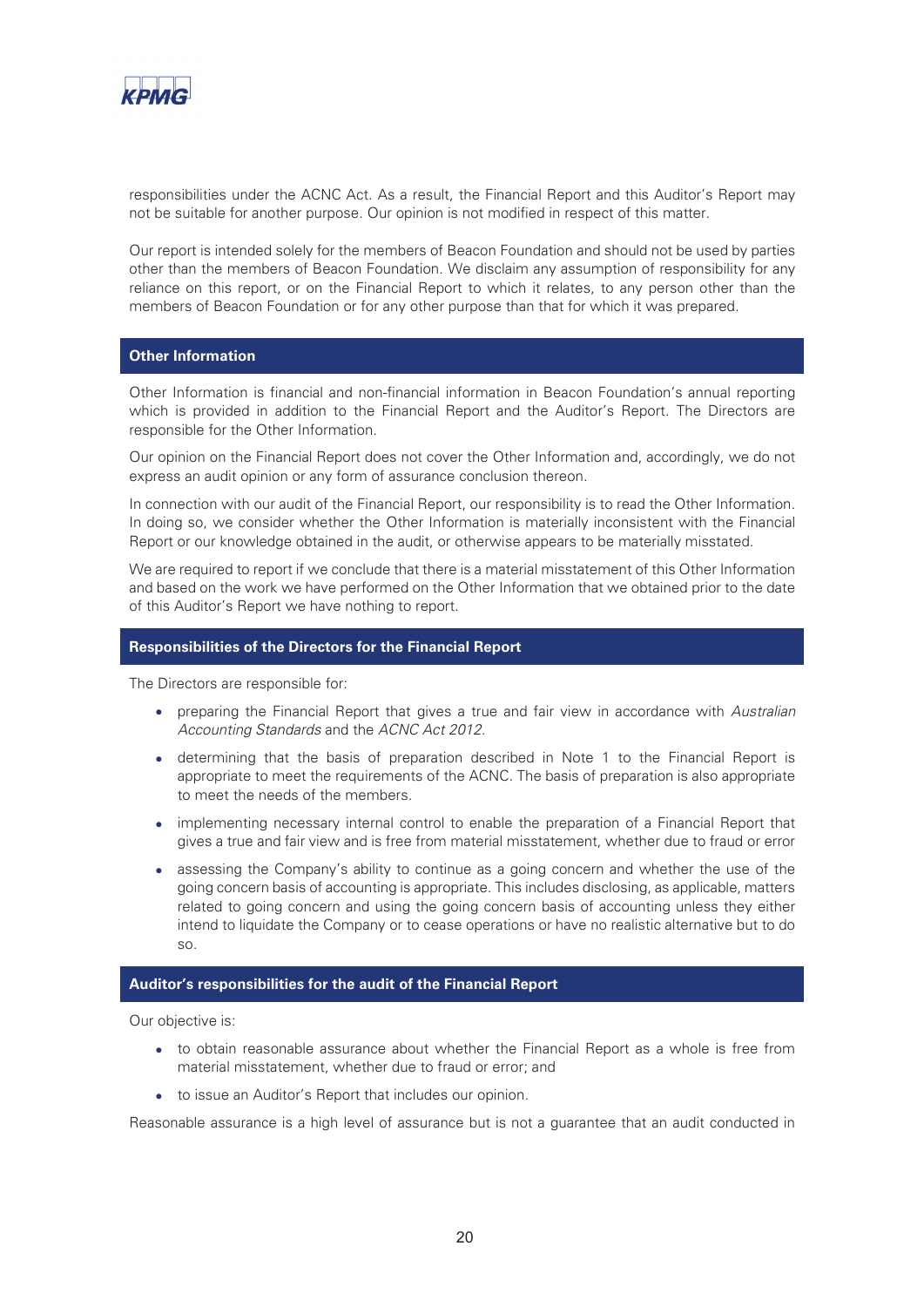responsibilities under the ACNC Act. As a result, the Financial Report and this Auditor's Report may not be suitable for another purpose. Our opinion is not modified in respect of this matter.

Our report is intended solely for the members of Beacon Foundation and should not be used by parties other than the members of Beacon Foundation. We disclaim any assumption of responsibility for any reliance on this report, or on the Financial Report to which it relates, to any person other than the members of Beacon Foundation or for any other purpose than that for which it was prepared.

## Other Information

Other Information is financial and non-financial information in Beacon Foundation's annual reporting which is provided in addition to the Financial Report and the Auditor's Report. The Directors are responsible for the Other Information.

Our opinion on the Financial Report does not cover the Other Information and, accordingly, we do not express an audit opinion or any form of assurance conclusion thereon.

In connection with our audit of the Financial Report, our responsibility is to read the Other Information. In doing so, we consider whether the Other Information is materially inconsistent with the Financial Report or our knowledge obtained in the audit, or otherwise appears to be materially misstated.

We are required to report if we conclude that there is a material misstatement of this Other Information and based on the work we have performed on the Other Information that we obtained prior to the date of this Auditor's Report we have nothing to report.

## Responsibilities of the Directors for the Financial Report

The Directors are responsible for:

- preparing the Financial Report that gives a true and fair view in accordance with *Australian Accounting Standards* and the *ACNC Act 2012.*
- determining that the basis of preparation described in Note 1 to the Financial Report is appropriate to meet the requirements of the ACNC. The basis of preparation is also appropriate to meet the needs of the members.
- implementing necessary internal control to enable the preparation of a Financial Report that gives a true and fair view and is free from material misstatement, whether due to fraud or error
- assessing the Company's ability to continue as a going concern and whether the use of the going concern basis of accounting is appropriate. This includes disclosing, as applicable, matters related to going concern and using the going concern basis of accounting unless they either intend to liquidate the Company or to cease operations or have no realistic alternative but to do so.

## Auditor's responsibilities for the audit of the Financial Report

Our objective is:

- to obtain reasonable assurance about whether the Financial Report as a whole is free from material misstatement, whether due to fraud or error; and
- to issue an Auditor's Report that includes our opinion.

Reasonable assurance is a high level of assurance but is not a guarantee that an audit conducted in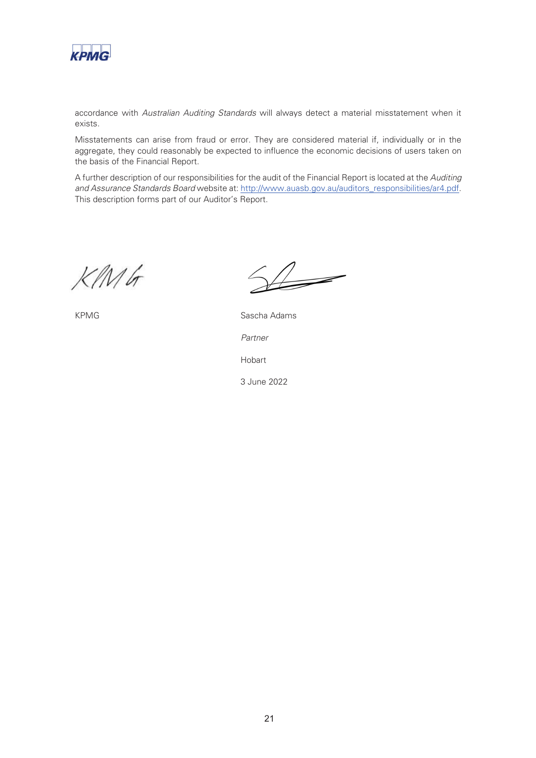accordance with *Australian Auditing Standards* will always detect a material misstatement when it exists.

Misstatements can arise from fraud or error. They are considered material if, individually or in the aggregate, they could reasonably be expected to influence the economic decisions of users taken on the basis of the Financial Report.

A further description of our responsibilities for the audit of the Financial Report is located at the *Auditing and Assurance Standards Board* website at: http://www.auasb.gov.au/auditors_responsibilities/ar4.pdf. This description forms part of our Auditor's Report.

KPMG

Sascha Adams

*Partner*

Hobart

3 June 2022